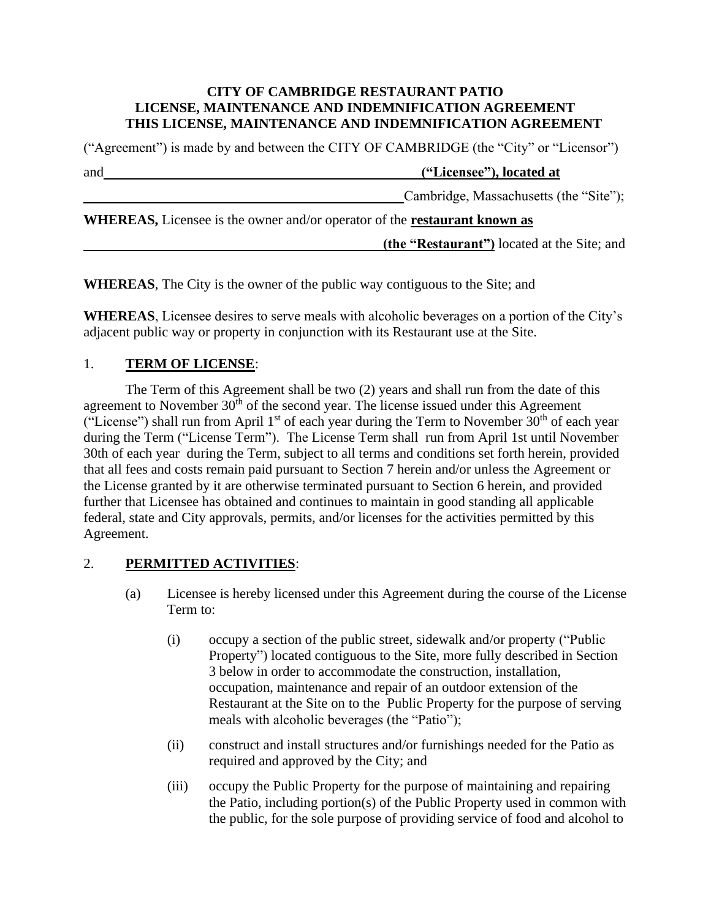**CITY OF CAMBRIDGE RESTAURANT PATIO**
**LICENSE, MAINTENANCE AND INDEMNIFICATION AGREEMENT**
**THIS LICENSE, MAINTENANCE AND INDEMNIFICATION AGREEMENT**

("Agreement") is made by and between the CITY OF CAMBRIDGE (the "City" or "Licensor")

and \_\_\_\_\_\_\_\_\_\_\_\_\_\_\_\_\_\_\_\_\_\_\_\_\_\_\_\_\_\_\_\_\_\_\_\_\_\_\_\_\_\_\_\_ **("Licensee"), located at**

\_\_\_\_\_\_\_\_\_\_\_\_\_\_\_\_\_\_\_\_\_\_\_\_\_\_\_\_\_\_\_\_\_\_\_\_\_\_\_\_\_\_\_\_\_\_\_\_ Cambridge, Massachusetts (the "Site");

**WHEREAS,** Licensee is the owner and/or operator of the **restaurant known as**

\_\_\_\_\_\_\_\_\_\_\_\_\_\_\_\_\_\_\_\_\_\_\_\_\_\_\_\_\_\_\_\_\_\_\_\_\_\_\_\_\_\_\_\_\_\_ **(the "Restaurant")** located at the Site; and

**WHEREAS**, The City is the owner of the public way contiguous to the Site; and

**WHEREAS**, Licensee desires to serve meals with alcoholic beverages on a portion of the City's adjacent public way or property in conjunction with its Restaurant use at the Site.

1. **TERM OF LICENSE**:

The Term of this Agreement shall be two (2) years and shall run from the date of this agreement to November 30th of the second year. The license issued under this Agreement ("License") shall run from April 1st of each year during the Term to November 30th of each year during the Term ("License Term"). The License Term shall run from April 1st until November 30th of each year during the Term, subject to all terms and conditions set forth herein, provided that all fees and costs remain paid pursuant to Section 7 herein and/or unless the Agreement or the License granted by it are otherwise terminated pursuant to Section 6 herein, and provided further that Licensee has obtained and continues to maintain in good standing all applicable federal, state and City approvals, permits, and/or licenses for the activities permitted by this Agreement.

2. **PERMITTED ACTIVITIES**:

   (a) Licensee is hereby licensed under this Agreement during the course of the License Term to:

      (i) occupy a section of the public street, sidewalk and/or property ("Public Property") located contiguous to the Site, more fully described in Section 3 below in order to accommodate the construction, installation, occupation, maintenance and repair of an outdoor extension of the Restaurant at the Site on to the Public Property for the purpose of serving meals with alcoholic beverages (the "Patio");

      (ii) construct and install structures and/or furnishings needed for the Patio as required and approved by the City; and

      (iii) occupy the Public Property for the purpose of maintaining and repairing the Patio, including portion(s) of the Public Property used in common with the public, for the sole purpose of providing service of food and alcohol to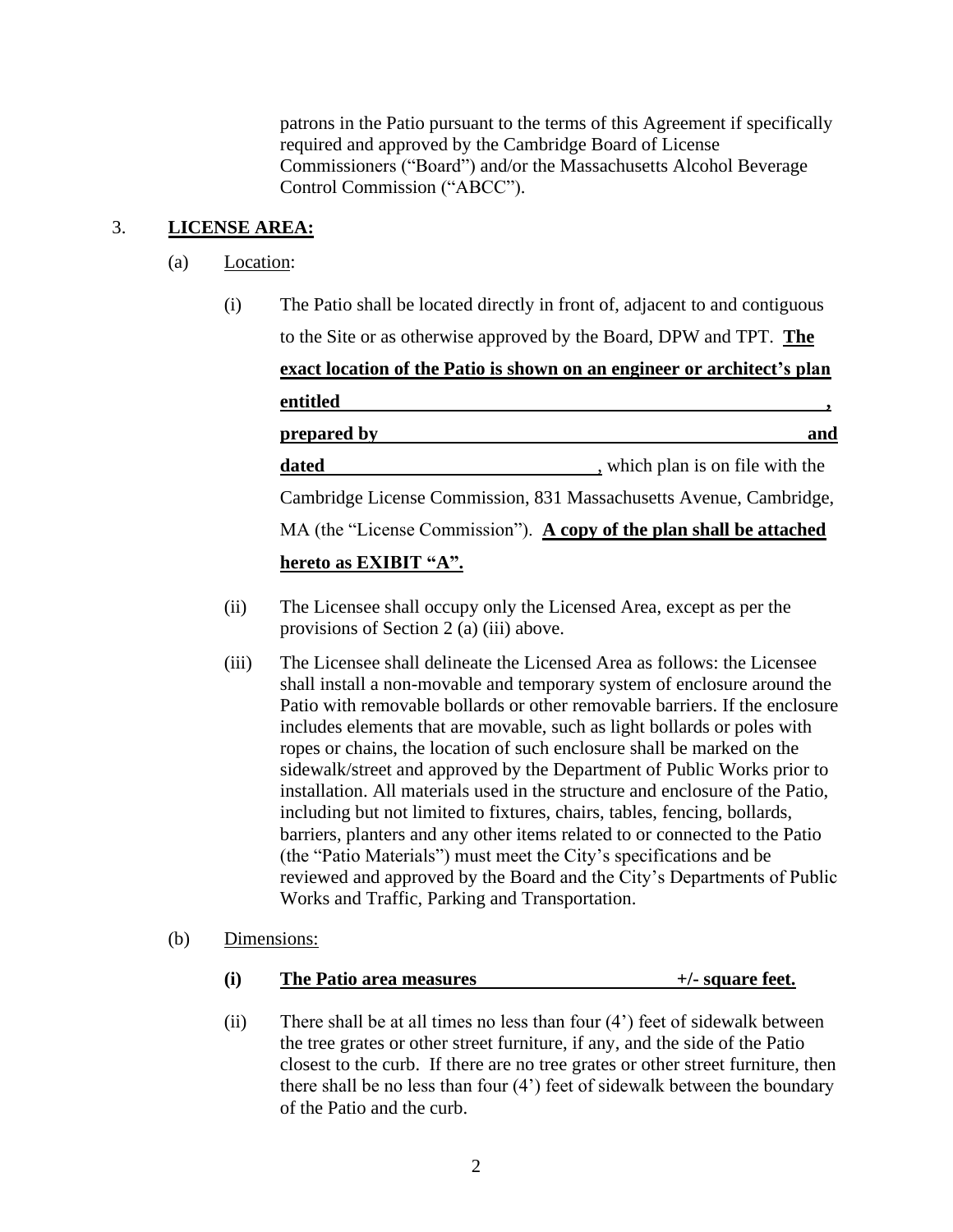patrons in the Patio pursuant to the terms of this Agreement if specifically required and approved by the Cambridge Board of License Commissioners ("Board") and/or the Massachusetts Alcohol Beverage Control Commission ("ABCC").

3. **<u>LICENSE AREA:</u>**

(a) <u>Location</u>:

(i) The Patio shall be located directly in front of, adjacent to and contiguous to the Site or as otherwise approved by the Board, DPW and TPT. **<u>The exact location of the Patio is shown on an engineer or architect's plan entitled ______________________________, prepared by ______________________________ and dated ______________________________,</u>** which plan is on file with the Cambridge License Commission, 831 Massachusetts Avenue, Cambridge, MA (the "License Commission"). **<u>A copy of the plan shall be attached hereto as EXIBIT "A".</u>**

(ii) The Licensee shall occupy only the Licensed Area, except as per the provisions of Section 2 (a) (iii) above.

(iii) The Licensee shall delineate the Licensed Area as follows: the Licensee shall install a non-movable and temporary system of enclosure around the Patio with removable bollards or other removable barriers. If the enclosure includes elements that are movable, such as light bollards or poles with ropes or chains, the location of such enclosure shall be marked on the sidewalk/street and approved by the Department of Public Works prior to installation. All materials used in the structure and enclosure of the Patio, including but not limited to fixtures, chairs, tables, fencing, bollards, barriers, planters and any other items related to or connected to the Patio (the "Patio Materials") must meet the City's specifications and be reviewed and approved by the Board and the City's Departments of Public Works and Traffic, Parking and Transportation.

(b) <u>Dimensions:</u>

**(i) <u>The Patio area measures ____________________ +/- square feet.</u>**

(ii) There shall be at all times no less than four (4') feet of sidewalk between the tree grates or other street furniture, if any, and the side of the Patio closest to the curb. If there are no tree grates or other street furniture, then there shall be no less than four (4') feet of sidewalk between the boundary of the Patio and the curb.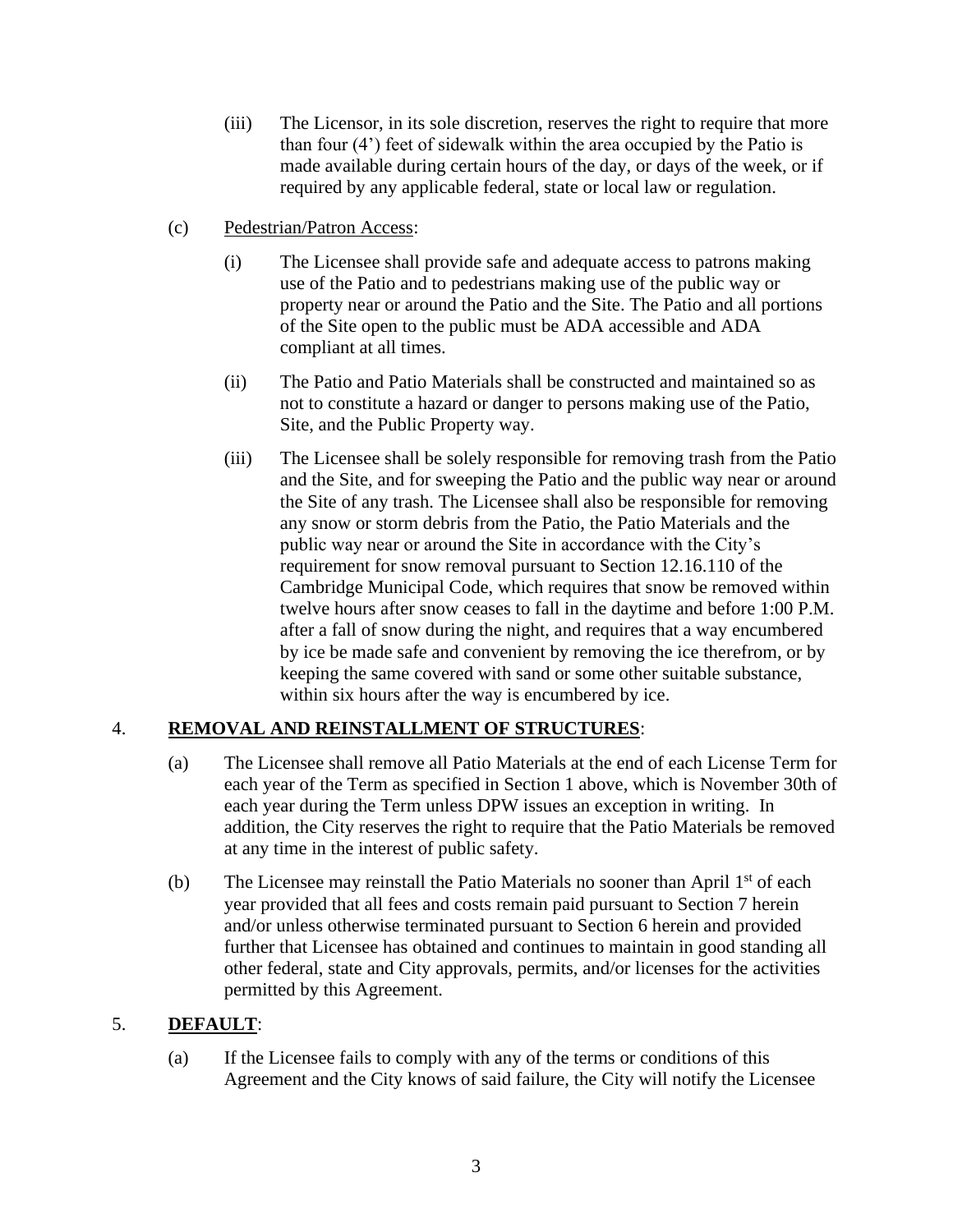(iii) The Licensor, in its sole discretion, reserves the right to require that more than four (4') feet of sidewalk within the area occupied by the Patio is made available during certain hours of the day, or days of the week, or if required by any applicable federal, state or local law or regulation.

(c) Pedestrian/Patron Access:

(i) The Licensee shall provide safe and adequate access to patrons making use of the Patio and to pedestrians making use of the public way or property near or around the Patio and the Site. The Patio and all portions of the Site open to the public must be ADA accessible and ADA compliant at all times.

(ii) The Patio and Patio Materials shall be constructed and maintained so as not to constitute a hazard or danger to persons making use of the Patio, Site, and the Public Property way.

(iii) The Licensee shall be solely responsible for removing trash from the Patio and the Site, and for sweeping the Patio and the public way near or around the Site of any trash. The Licensee shall also be responsible for removing any snow or storm debris from the Patio, the Patio Materials and the public way near or around the Site in accordance with the City's requirement for snow removal pursuant to Section 12.16.110 of the Cambridge Municipal Code, which requires that snow be removed within twelve hours after snow ceases to fall in the daytime and before 1:00 P.M. after a fall of snow during the night, and requires that a way encumbered by ice be made safe and convenient by removing the ice therefrom, or by keeping the same covered with sand or some other suitable substance, within six hours after the way is encumbered by ice.

4. **REMOVAL AND REINSTALLMENT OF STRUCTURES**:

(a) The Licensee shall remove all Patio Materials at the end of each License Term for each year of the Term as specified in Section 1 above, which is November 30th of each year during the Term unless DPW issues an exception in writing. In addition, the City reserves the right to require that the Patio Materials be removed at any time in the interest of public safety.

(b) The Licensee may reinstall the Patio Materials no sooner than April 1st of each year provided that all fees and costs remain paid pursuant to Section 7 herein and/or unless otherwise terminated pursuant to Section 6 herein and provided further that Licensee has obtained and continues to maintain in good standing all other federal, state and City approvals, permits, and/or licenses for the activities permitted by this Agreement.

5. **DEFAULT**:

(a) If the Licensee fails to comply with any of the terms or conditions of this Agreement and the City knows of said failure, the City will notify the Licensee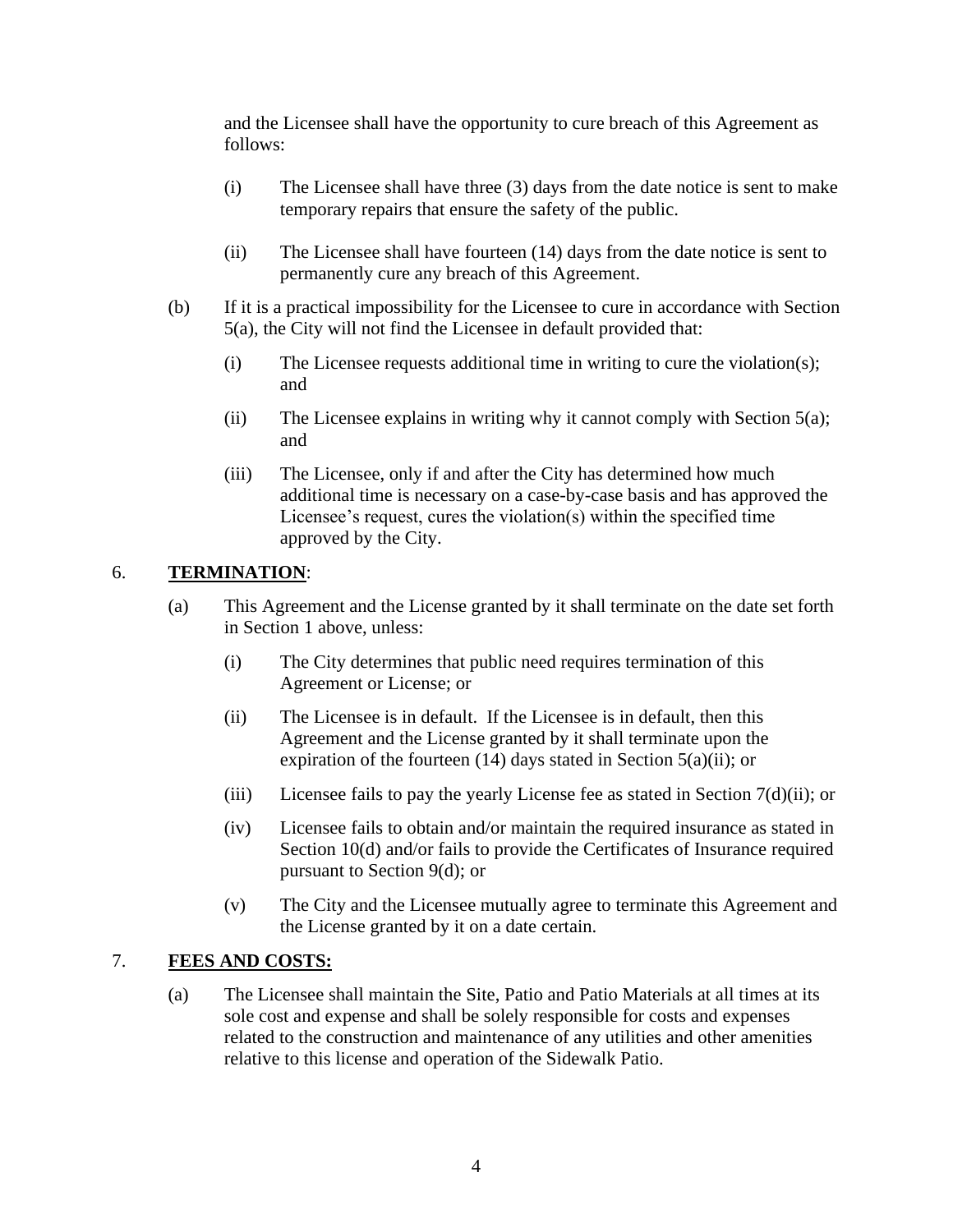and the Licensee shall have the opportunity to cure breach of this Agreement as follows:

(i) The Licensee shall have three (3) days from the date notice is sent to make temporary repairs that ensure the safety of the public.

(ii) The Licensee shall have fourteen (14) days from the date notice is sent to permanently cure any breach of this Agreement.

(b) If it is a practical impossibility for the Licensee to cure in accordance with Section 5(a), the City will not find the Licensee in default provided that:

(i) The Licensee requests additional time in writing to cure the violation(s); and

(ii) The Licensee explains in writing why it cannot comply with Section 5(a); and

(iii) The Licensee, only if and after the City has determined how much additional time is necessary on a case-by-case basis and has approved the Licensee's request, cures the violation(s) within the specified time approved by the City.

6. **TERMINATION**:

(a) This Agreement and the License granted by it shall terminate on the date set forth in Section 1 above, unless:

(i) The City determines that public need requires termination of this Agreement or License; or

(ii) The Licensee is in default. If the Licensee is in default, then this Agreement and the License granted by it shall terminate upon the expiration of the fourteen (14) days stated in Section 5(a)(ii); or

(iii) Licensee fails to pay the yearly License fee as stated in Section 7(d)(ii); or

(iv) Licensee fails to obtain and/or maintain the required insurance as stated in Section 10(d) and/or fails to provide the Certificates of Insurance required pursuant to Section 9(d); or

(v) The City and the Licensee mutually agree to terminate this Agreement and the License granted by it on a date certain.

7. **FEES AND COSTS:**

(a) The Licensee shall maintain the Site, Patio and Patio Materials at all times at its sole cost and expense and shall be solely responsible for costs and expenses related to the construction and maintenance of any utilities and other amenities relative to this license and operation of the Sidewalk Patio.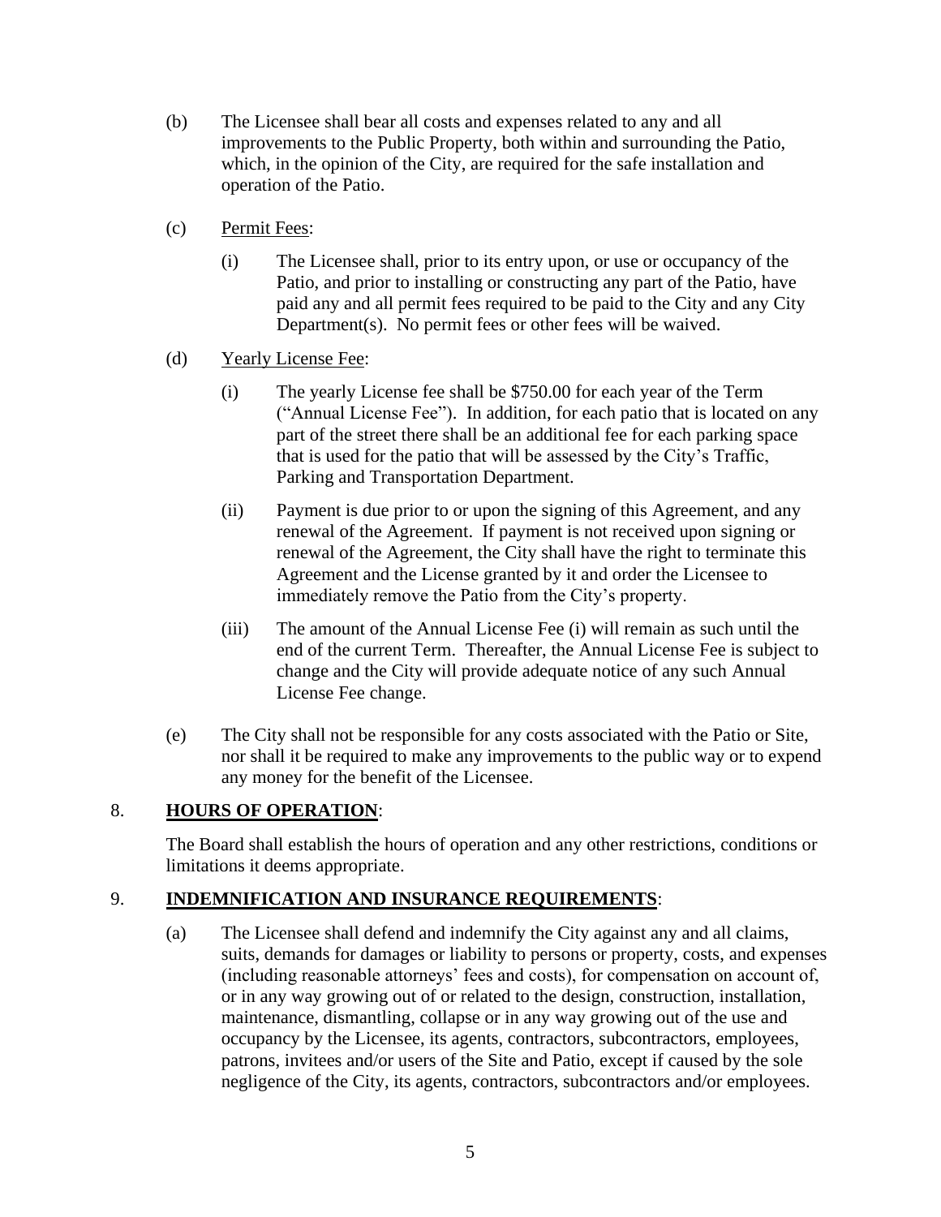(b) The Licensee shall bear all costs and expenses related to any and all improvements to the Public Property, both within and surrounding the Patio, which, in the opinion of the City, are required for the safe installation and operation of the Patio.

(c) Permit Fees:

   (i) The Licensee shall, prior to its entry upon, or use or occupancy of the Patio, and prior to installing or constructing any part of the Patio, have paid any and all permit fees required to be paid to the City and any City Department(s). No permit fees or other fees will be waived.

(d) Yearly License Fee:

   (i) The yearly License fee shall be $750.00 for each year of the Term ("Annual License Fee"). In addition, for each patio that is located on any part of the street there shall be an additional fee for each parking space that is used for the patio that will be assessed by the City's Traffic, Parking and Transportation Department.

   (ii) Payment is due prior to or upon the signing of this Agreement, and any renewal of the Agreement. If payment is not received upon signing or renewal of the Agreement, the City shall have the right to terminate this Agreement and the License granted by it and order the Licensee to immediately remove the Patio from the City's property.

   (iii) The amount of the Annual License Fee (i) will remain as such until the end of the current Term. Thereafter, the Annual License Fee is subject to change and the City will provide adequate notice of any such Annual License Fee change.

(e) The City shall not be responsible for any costs associated with the Patio or Site, nor shall it be required to make any improvements to the public way or to expend any money for the benefit of the Licensee.

## 8. **HOURS OF OPERATION**:

The Board shall establish the hours of operation and any other restrictions, conditions or limitations it deems appropriate.

## 9. **INDEMNIFICATION AND INSURANCE REQUIREMENTS**:

(a) The Licensee shall defend and indemnify the City against any and all claims, suits, demands for damages or liability to persons or property, costs, and expenses (including reasonable attorneys' fees and costs), for compensation on account of, or in any way growing out of or related to the design, construction, installation, maintenance, dismantling, collapse or in any way growing out of the use and occupancy by the Licensee, its agents, contractors, subcontractors, employees, patrons, invitees and/or users of the Site and Patio, except if caused by the sole negligence of the City, its agents, contractors, subcontractors and/or employees.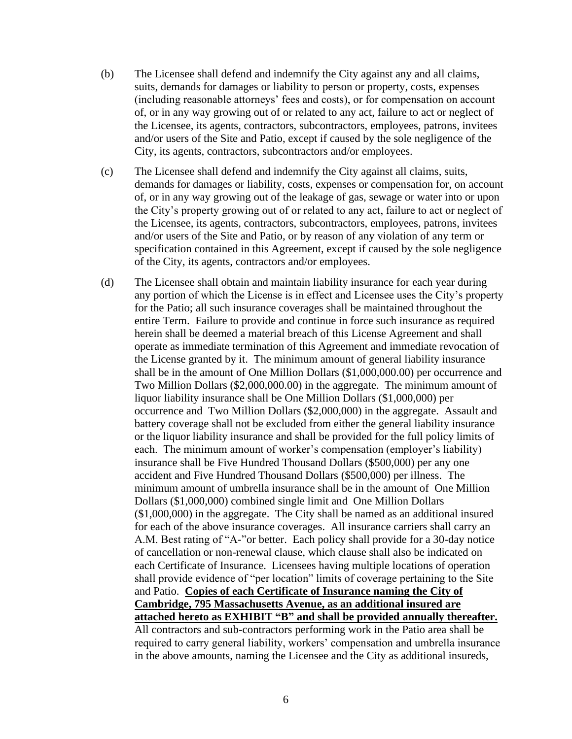(b) The Licensee shall defend and indemnify the City against any and all claims, suits, demands for damages or liability to person or property, costs, expenses (including reasonable attorneys' fees and costs), or for compensation on account of, or in any way growing out of or related to any act, failure to act or neglect of the Licensee, its agents, contractors, subcontractors, employees, patrons, invitees and/or users of the Site and Patio, except if caused by the sole negligence of the City, its agents, contractors, subcontractors and/or employees.

(c) The Licensee shall defend and indemnify the City against all claims, suits, demands for damages or liability, costs, expenses or compensation for, on account of, or in any way growing out of the leakage of gas, sewage or water into or upon the City's property growing out of or related to any act, failure to act or neglect of the Licensee, its agents, contractors, subcontractors, employees, patrons, invitees and/or users of the Site and Patio, or by reason of any violation of any term or specification contained in this Agreement, except if caused by the sole negligence of the City, its agents, contractors and/or employees.

(d) The Licensee shall obtain and maintain liability insurance for each year during any portion of which the License is in effect and Licensee uses the City's property for the Patio; all such insurance coverages shall be maintained throughout the entire Term. Failure to provide and continue in force such insurance as required herein shall be deemed a material breach of this License Agreement and shall operate as immediate termination of this Agreement and immediate revocation of the License granted by it. The minimum amount of general liability insurance shall be in the amount of One Million Dollars ($1,000,000.00) per occurrence and Two Million Dollars ($2,000,000.00) in the aggregate. The minimum amount of liquor liability insurance shall be One Million Dollars ($1,000,000) per occurrence and Two Million Dollars ($2,000,000) in the aggregate. Assault and battery coverage shall not be excluded from either the general liability insurance or the liquor liability insurance and shall be provided for the full policy limits of each. The minimum amount of worker's compensation (employer's liability) insurance shall be Five Hundred Thousand Dollars ($500,000) per any one accident and Five Hundred Thousand Dollars ($500,000) per illness. The minimum amount of umbrella insurance shall be in the amount of One Million Dollars ($1,000,000) combined single limit and One Million Dollars ($1,000,000) in the aggregate. The City shall be named as an additional insured for each of the above insurance coverages. All insurance carriers shall carry an A.M. Best rating of "A-"or better. Each policy shall provide for a 30-day notice of cancellation or non-renewal clause, which clause shall also be indicated on each Certificate of Insurance. Licensees having multiple locations of operation shall provide evidence of "per location" limits of coverage pertaining to the Site and Patio. **Copies of each Certificate of Insurance naming the City of Cambridge, 795 Massachusetts Avenue, as an additional insured are attached hereto as EXHIBIT "B" and shall be provided annually thereafter.** All contractors and sub-contractors performing work in the Patio area shall be required to carry general liability, workers' compensation and umbrella insurance in the above amounts, naming the Licensee and the City as additional insureds,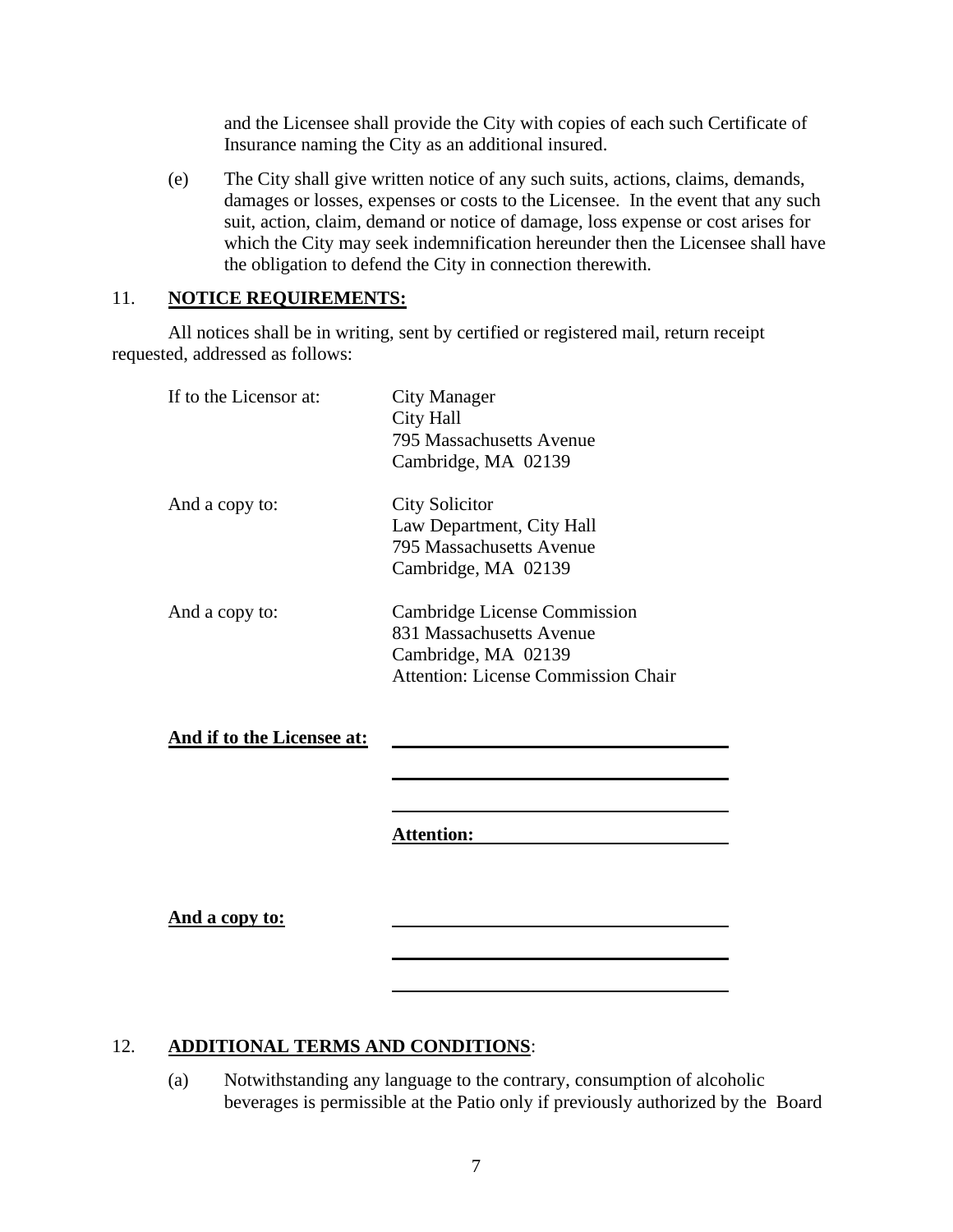and the Licensee shall provide the City with copies of each such Certificate of Insurance naming the City as an additional insured.

(e) The City shall give written notice of any such suits, actions, claims, demands, damages or losses, expenses or costs to the Licensee. In the event that any such suit, action, claim, demand or notice of damage, loss expense or cost arises for which the City may seek indemnification hereunder then the Licensee shall have the obligation to defend the City in connection therewith.

## 11. NOTICE REQUIREMENTS:

All notices shall be in writing, sent by certified or registered mail, return receipt requested, addressed as follows:

If to the Licensor at:
City Manager
City Hall
795 Massachusetts Avenue
Cambridge, MA 02139

And a copy to:
City Solicitor
Law Department, City Hall
795 Massachusetts Avenue
Cambridge, MA 02139

And a copy to:
Cambridge License Commission
831 Massachusetts Avenue
Cambridge, MA 02139
Attention: License Commission Chair

**And if to the Licensee at:** ______________________________

______________________________

______________________________

**Attention:** ______________________

**And a copy to:** ______________________________

______________________________

______________________________

## 12. ADDITIONAL TERMS AND CONDITIONS:

(a) Notwithstanding any language to the contrary, consumption of alcoholic beverages is permissible at the Patio only if previously authorized by the Board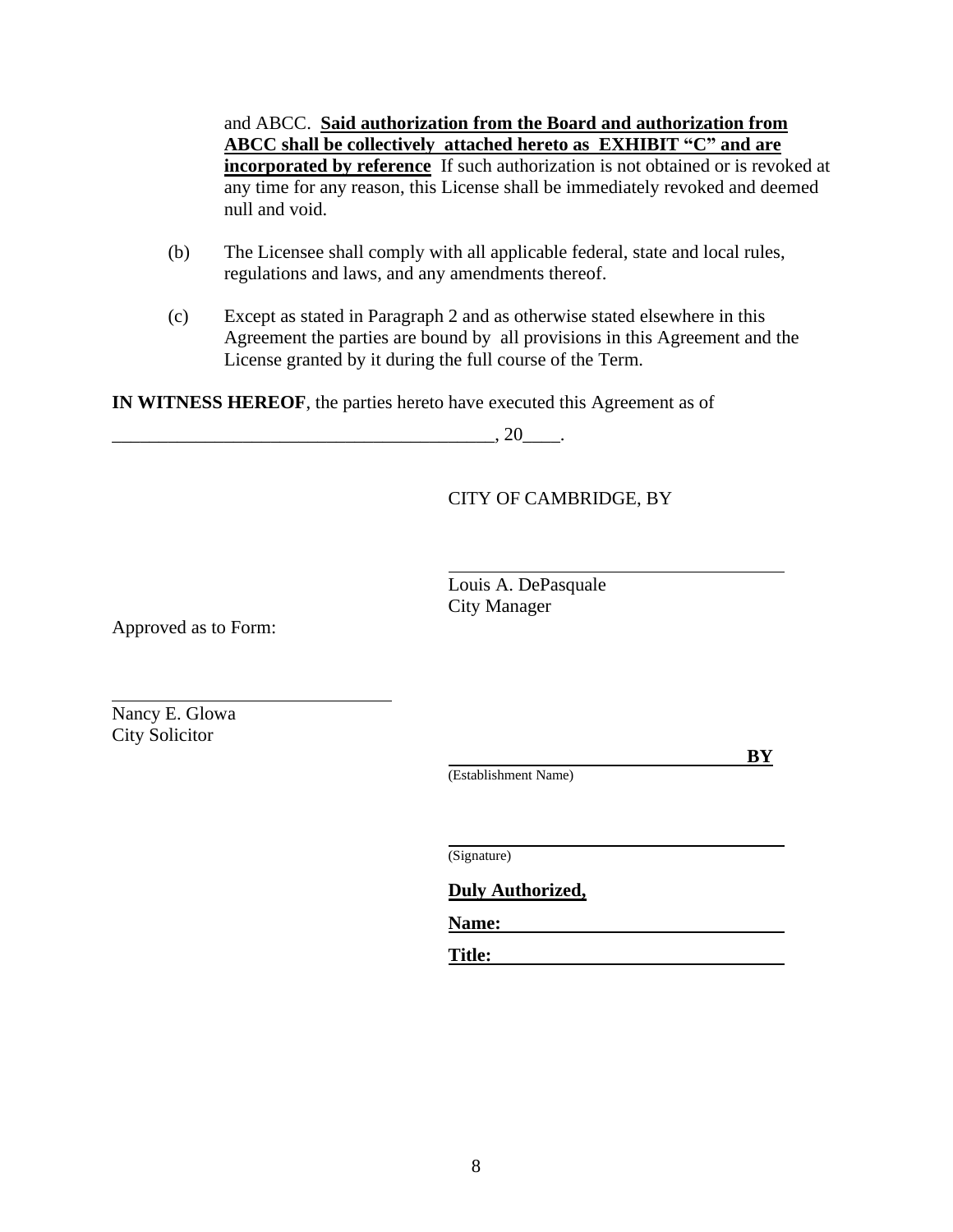and ABCC. **Said authorization from the Board and authorization from ABCC shall be collectively attached hereto as EXHIBIT "C" and are incorporated by reference** If such authorization is not obtained or is revoked at any time for any reason, this License shall be immediately revoked and deemed null and void.

(b) The Licensee shall comply with all applicable federal, state and local rules, regulations and laws, and any amendments thereof.

(c) Except as stated in Paragraph 2 and as otherwise stated elsewhere in this Agreement the parties are bound by all provisions in this Agreement and the License granted by it during the full course of the Term.

**IN WITNESS HEREOF**, the parties hereto have executed this Agreement as of

__________________________________________, 20____.

CITY OF CAMBRIDGE, BY

_____________________________________
Louis A. DePasquale
City Manager

Approved as to Form:

______________________________
Nancy E. Glowa
City Solicitor

_____________________________________ **BY**
(Establishment Name)

_____________________________________
(Signature)

**Duly Authorized,**

**Name:** ______________________________

**Title:** ______________________________